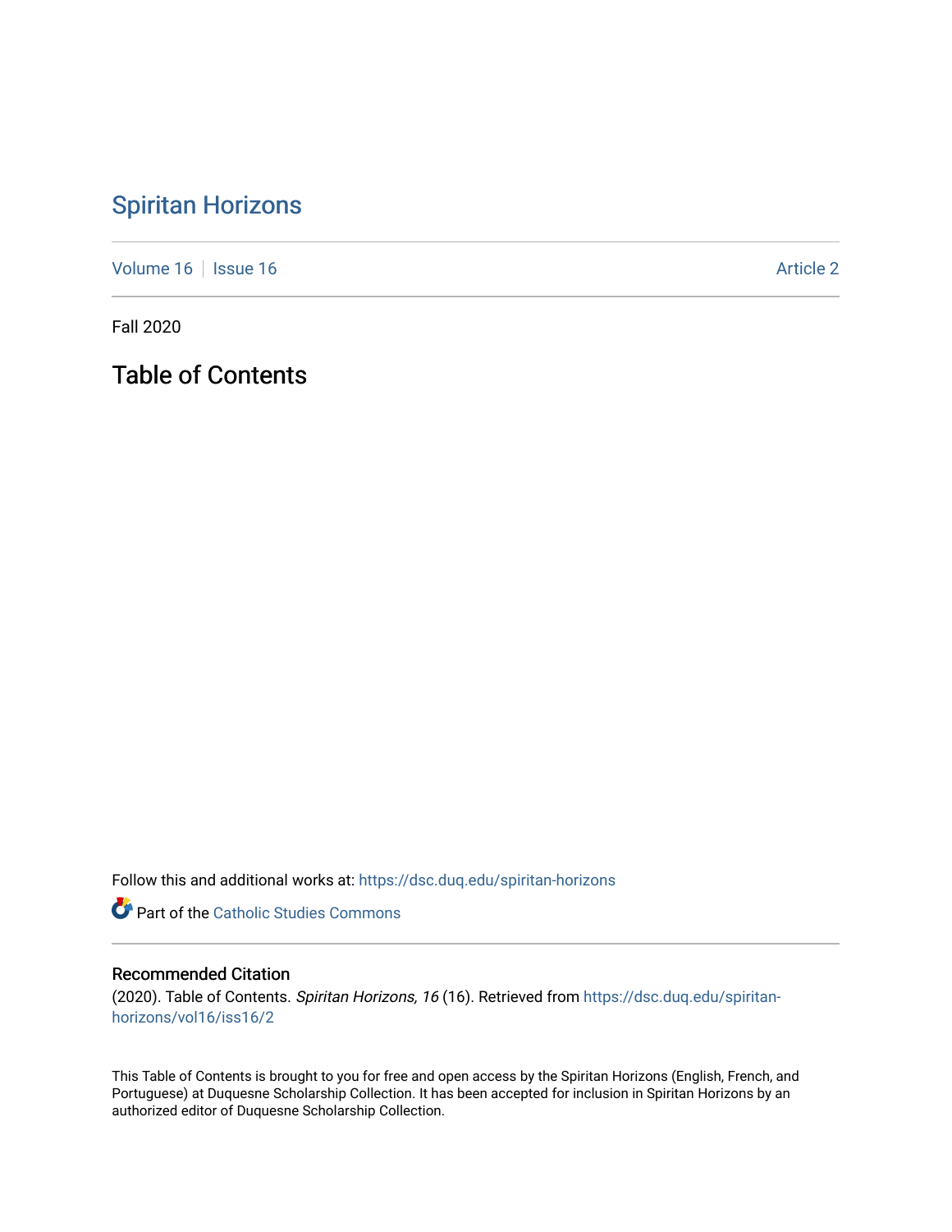# Spiritan Horizons

Volume 16 | Issue 16 | Article 2

Fall 2020

## Table of Contents

Follow this and additional works at: https://dsc.duq.edu/spiritan-horizons

Part of the Catholic Studies Commons

### Recommended Citation

(2020). Table of Contents. *Spiritan Horizons, 16* (16). Retrieved from https://dsc.duq.edu/spiritan-horizons/vol16/iss16/2

This Table of Contents is brought to you for free and open access by the Spiritan Horizons (English, French, and Portuguese) at Duquesne Scholarship Collection. It has been accepted for inclusion in Spiritan Horizons by an authorized editor of Duquesne Scholarship Collection.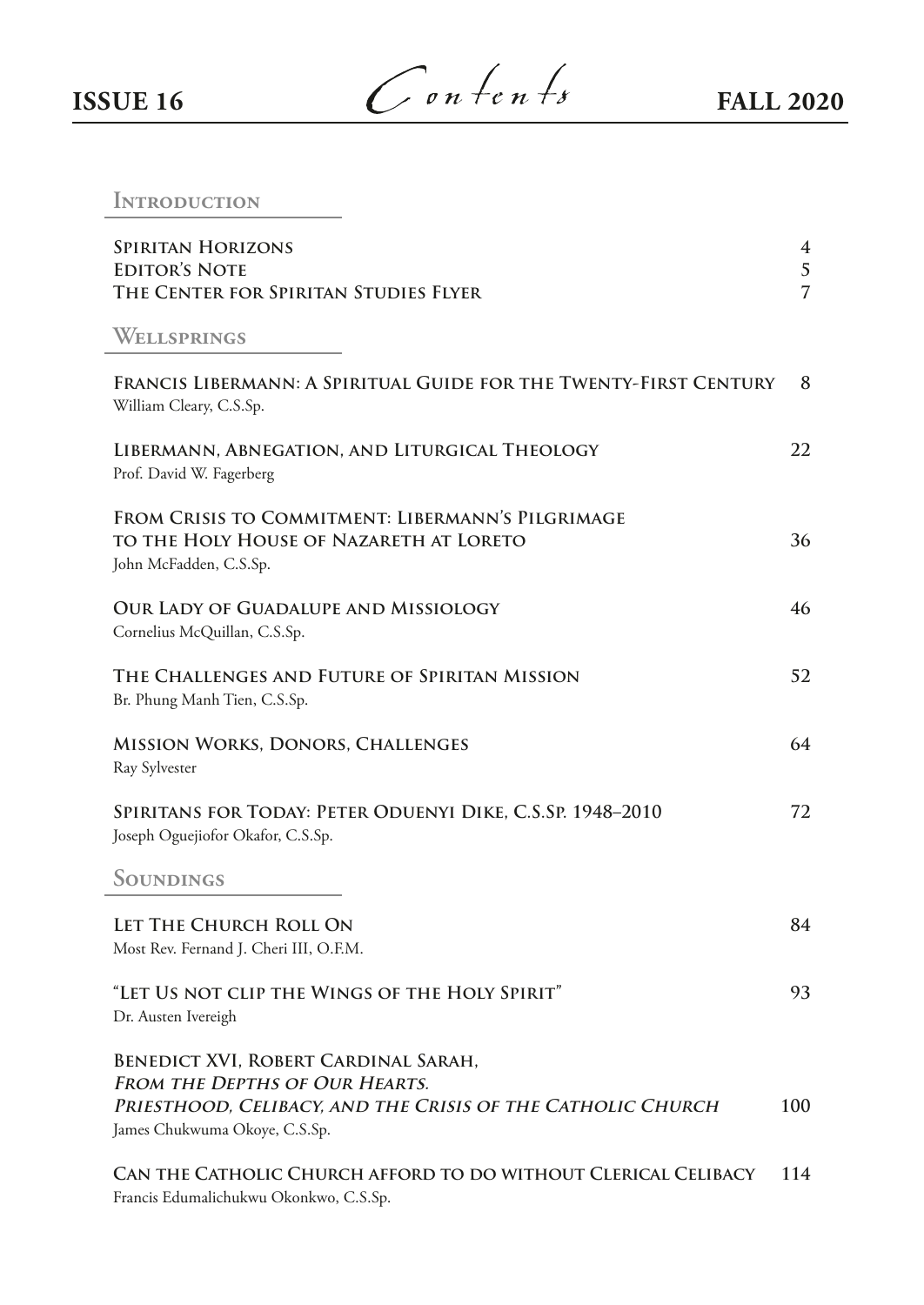**ISSUE 16** — *Contents* — **FALL 2020**

## Introduction

| | |
|---|---|
| Spiritan Horizons | 4 |
| Editor's Note | 5 |
| The Center for Spiritan Studies Flyer | 7 |

## Wellsprings

| | |
|---|---|
| **Francis Libermann: A Spiritual Guide for the Twenty-First Century**<br>William Cleary, C.S.Sp. | 8 |
| **Libermann, Abnegation, and Liturgical Theology**<br>Prof. David W. Fagerberg | 22 |
| **From Crisis to Commitment: Libermann's Pilgrimage to the Holy House of Nazareth at Loreto**<br>John McFadden, C.S.Sp. | 36 |
| **Our Lady of Guadalupe and Missiology**<br>Cornelius McQuillan, C.S.Sp. | 46 |
| **The Challenges and Future of Spiritan Mission**<br>Br. Phung Manh Tien, C.S.Sp. | 52 |
| **Mission Works, Donors, Challenges**<br>Ray Sylvester | 64 |
| **Spiritans for Today: Peter Oduenyi Dike, C.S.Sp. 1948–2010**<br>Joseph Oguejiofor Okafor, C.S.Sp. | 72 |

## Soundings

| | |
|---|---|
| **Let The Church Roll On**<br>Most Rev. Fernand J. Cheri III, O.F.M. | 84 |
| **"Let Us not clip the Wings of the Holy Spirit"**<br>Dr. Austen Ivereigh | 93 |
| **Benedict XVI, Robert Cardinal Sarah, *From the Depths of Our Hearts. Priesthood, Celibacy, and the Crisis of the Catholic Church***<br>James Chukwuma Okoye, C.S.Sp. | 100 |
| **Can the Catholic Church afford to do without Clerical Celibacy**<br>Francis Edumalichukwu Okonkwo, C.S.Sp. | 114 |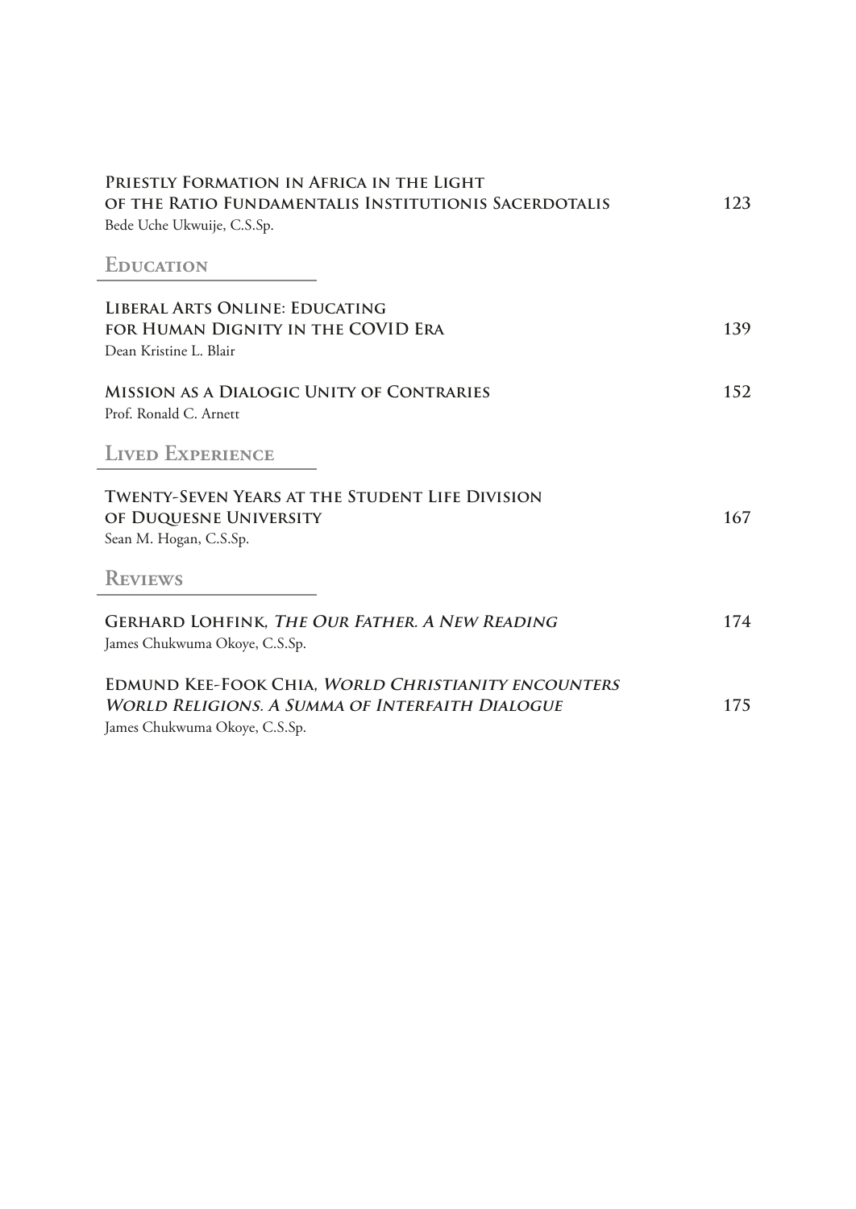**Priestly Formation in Africa in the Light of the Ratio Fundamentalis Institutionis Sacerdotalis** 123
Bede Uche Ukwuije, C.S.Sp.

## Education

**Liberal Arts Online: Educating for Human Dignity in the COVID Era** 139
Dean Kristine L. Blair

**Mission as a Dialogic Unity of Contraries** 152
Prof. Ronald C. Arnett

## Lived Experience

**Twenty-Seven Years at the Student Life Division of Duquesne University** 167
Sean M. Hogan, C.S.Sp.

## Reviews

**Gerhard Lohfink, *The Our Father. A New Reading*** 174
James Chukwuma Okoye, C.S.Sp.

**Edmund Kee-Fook Chia, *World Christianity encounters World Religions. A Summa of Interfaith Dialogue*** 175
James Chukwuma Okoye, C.S.Sp.